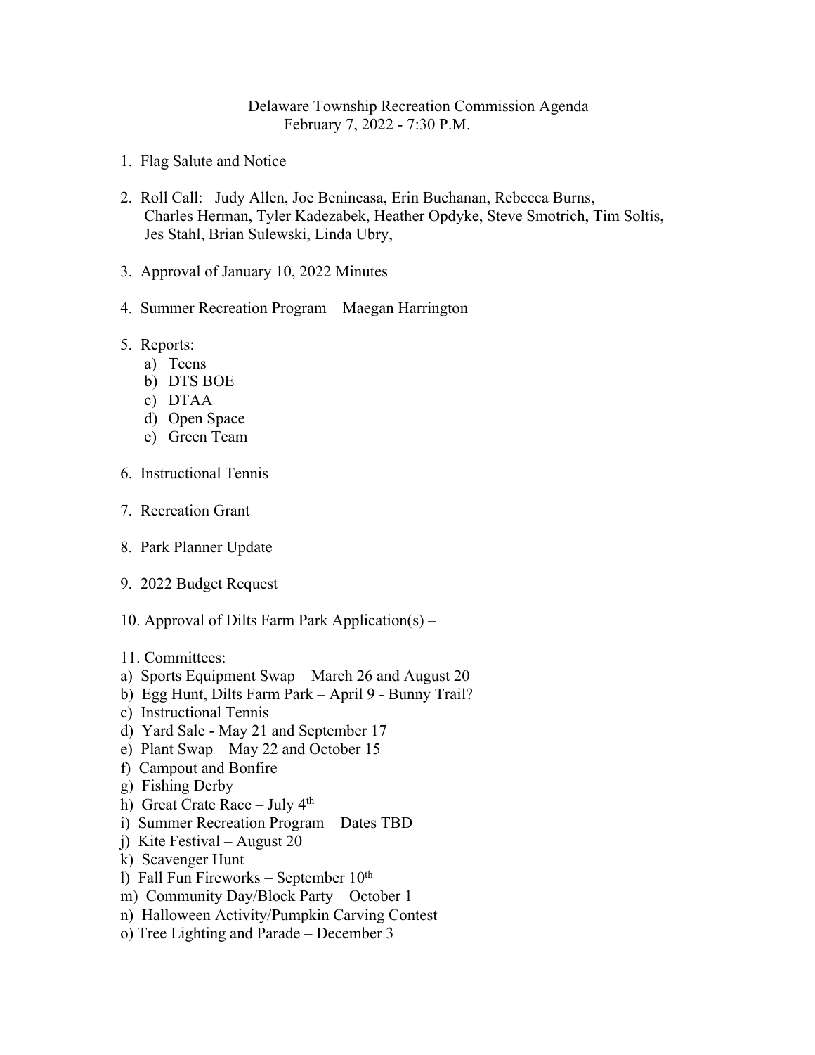# Delaware Township Recreation Commission Agenda

February 7, 2022 - 7:30 P.M.

1. Flag Salute and Notice

2. Roll Call: Judy Allen, Joe Benincasa, Erin Buchanan, Rebecca Burns, Charles Herman, Tyler Kadezabek, Heather Opdyke, Steve Smotrich, Tim Soltis, Jes Stahl, Brian Sulewski, Linda Ubry,

3. Approval of January 10, 2022 Minutes

4. Summer Recreation Program – Maegan Harrington

5. Reports:
   a) Teens
   b) DTS BOE
   c) DTAA
   d) Open Space
   e) Green Team

6. Instructional Tennis

7. Recreation Grant

8. Park Planner Update

9. 2022 Budget Request

10. Approval of Dilts Farm Park Application(s) –

11. Committees:

a) Sports Equipment Swap – March 26 and August 20
b) Egg Hunt, Dilts Farm Park – April 9 - Bunny Trail?
c) Instructional Tennis
d) Yard Sale - May 21 and September 17
e) Plant Swap – May 22 and October 15
f) Campout and Bonfire
g) Fishing Derby
h) Great Crate Race – July 4th
i) Summer Recreation Program – Dates TBD
j) Kite Festival – August 20
k) Scavenger Hunt
l) Fall Fun Fireworks – September 10th
m) Community Day/Block Party – October 1
n) Halloween Activity/Pumpkin Carving Contest
o) Tree Lighting and Parade – December 3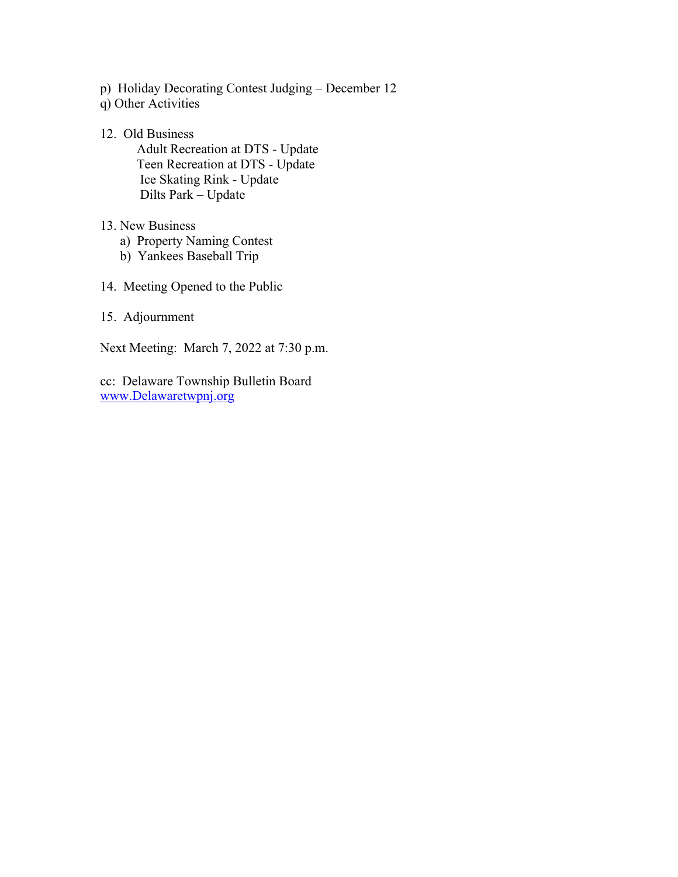p) Holiday Decorating Contest Judging – December 12
q) Other Activities

12. Old Business
    - Adult Recreation at DTS - Update
    - Teen Recreation at DTS - Update
    - Ice Skating Rink - Update
    - Dilts Park – Update

13. New Business
    a) Property Naming Contest
    b) Yankees Baseball Trip

14. Meeting Opened to the Public

15. Adjournment

Next Meeting: March 7, 2022 at 7:30 p.m.

cc: Delaware Township Bulletin Board
[www.Delawaretwpnj.org](http://www.Delawaretwpnj.org)